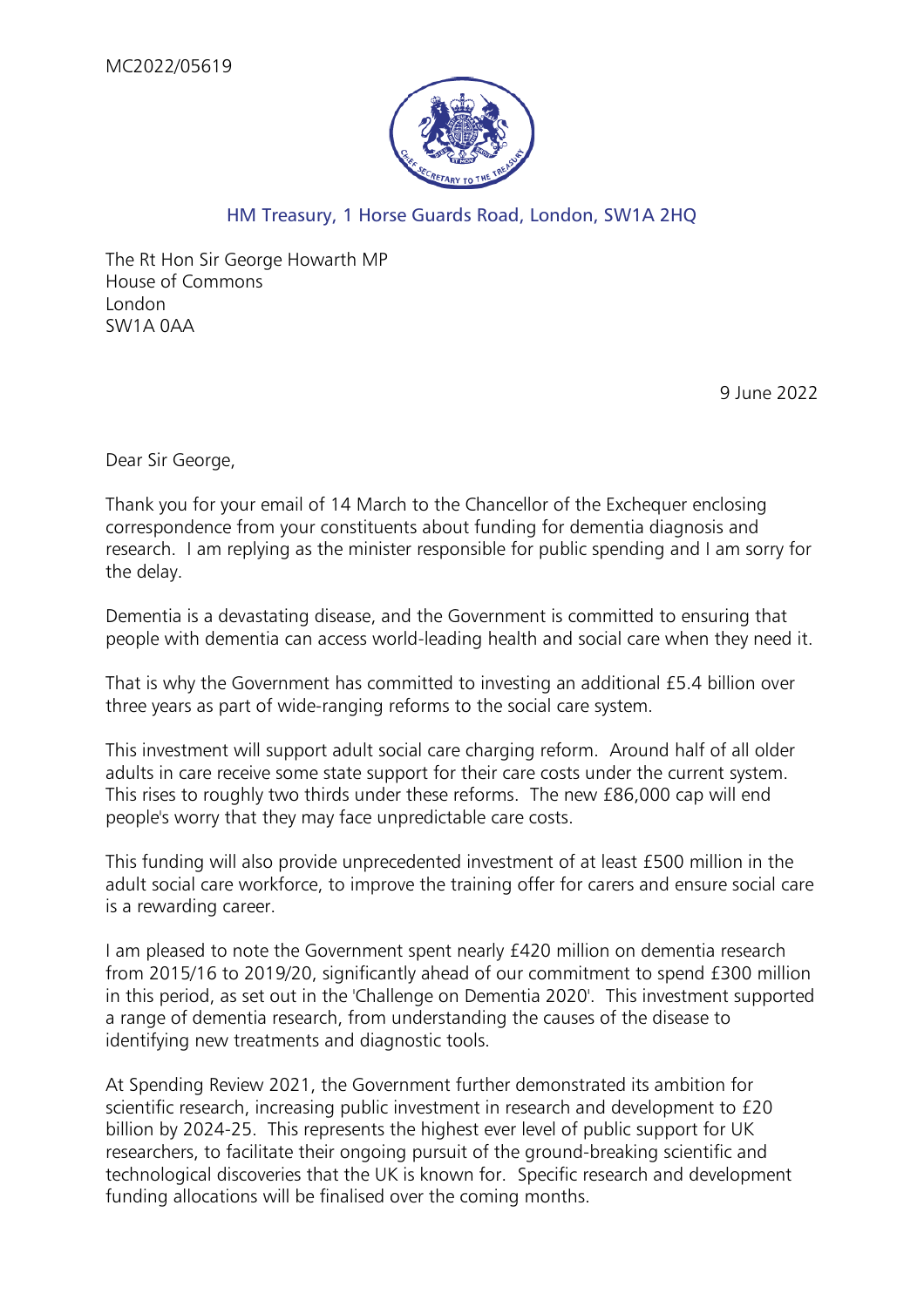MC2022/05619

HM Treasury, 1 Horse Guards Road, London, SW1A 2HQ

The Rt Hon Sir George Howarth MP
House of Commons
London
SW1A 0AA

9 June 2022

Dear Sir George,

Thank you for your email of 14 March to the Chancellor of the Exchequer enclosing correspondence from your constituents about funding for dementia diagnosis and research. I am replying as the minister responsible for public spending and I am sorry for the delay.

Dementia is a devastating disease, and the Government is committed to ensuring that people with dementia can access world-leading health and social care when they need it.

That is why the Government has committed to investing an additional £5.4 billion over three years as part of wide-ranging reforms to the social care system.

This investment will support adult social care charging reform. Around half of all older adults in care receive some state support for their care costs under the current system. This rises to roughly two thirds under these reforms. The new £86,000 cap will end people's worry that they may face unpredictable care costs.

This funding will also provide unprecedented investment of at least £500 million in the adult social care workforce, to improve the training offer for carers and ensure social care is a rewarding career.

I am pleased to note the Government spent nearly £420 million on dementia research from 2015/16 to 2019/20, significantly ahead of our commitment to spend £300 million in this period, as set out in the 'Challenge on Dementia 2020'. This investment supported a range of dementia research, from understanding the causes of the disease to identifying new treatments and diagnostic tools.

At Spending Review 2021, the Government further demonstrated its ambition for scientific research, increasing public investment in research and development to £20 billion by 2024-25. This represents the highest ever level of public support for UK researchers, to facilitate their ongoing pursuit of the ground-breaking scientific and technological discoveries that the UK is known for. Specific research and development funding allocations will be finalised over the coming months.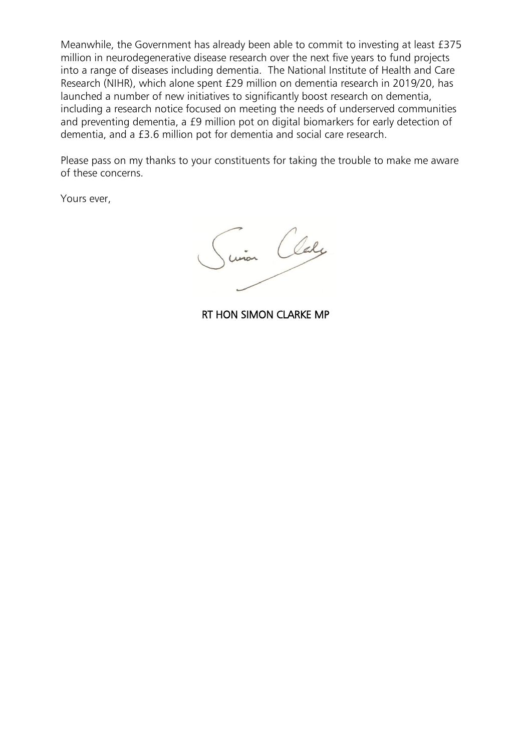Meanwhile, the Government has already been able to commit to investing at least £375 million in neurodegenerative disease research over the next five years to fund projects into a range of diseases including dementia. The National Institute of Health and Care Research (NIHR), which alone spent £29 million on dementia research in 2019/20, has launched a number of new initiatives to significantly boost research on dementia, including a research notice focused on meeting the needs of underserved communities and preventing dementia, a £9 million pot on digital biomarkers for early detection of dementia, and a £3.6 million pot for dementia and social care research.

Please pass on my thanks to your constituents for taking the trouble to make me aware of these concerns.

Yours ever,

RT HON SIMON CLARKE MP